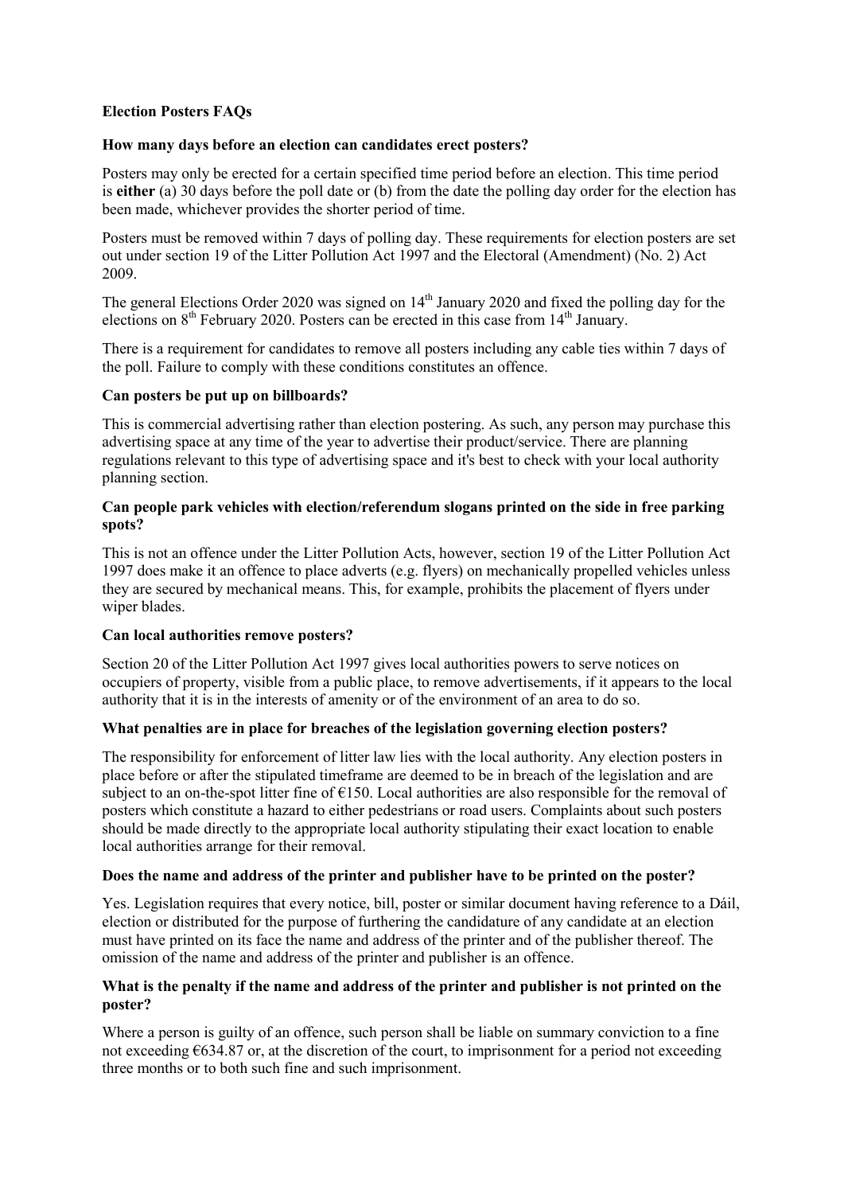**Election Posters FAQs**

**How many days before an election can candidates erect posters?**

Posters may only be erected for a certain specified time period before an election. This time period is **either** (a) 30 days before the poll date or (b) from the date the polling day order for the election has been made, whichever provides the shorter period of time.

Posters must be removed within 7 days of polling day. These requirements for election posters are set out under section 19 of the Litter Pollution Act 1997 and the Electoral (Amendment) (No. 2) Act 2009.

The general Elections Order 2020 was signed on 14th January 2020 and fixed the polling day for the elections on 8th February 2020. Posters can be erected in this case from 14th January.

There is a requirement for candidates to remove all posters including any cable ties within 7 days of the poll. Failure to comply with these conditions constitutes an offence.

**Can posters be put up on billboards?**

This is commercial advertising rather than election postering. As such, any person may purchase this advertising space at any time of the year to advertise their product/service. There are planning regulations relevant to this type of advertising space and it's best to check with your local authority planning section.

**Can people park vehicles with election/referendum slogans printed on the side in free parking spots?**

This is not an offence under the Litter Pollution Acts, however, section 19 of the Litter Pollution Act 1997 does make it an offence to place adverts (e.g. flyers) on mechanically propelled vehicles unless they are secured by mechanical means. This, for example, prohibits the placement of flyers under wiper blades.

**Can local authorities remove posters?**

Section 20 of the Litter Pollution Act 1997 gives local authorities powers to serve notices on occupiers of property, visible from a public place, to remove advertisements, if it appears to the local authority that it is in the interests of amenity or of the environment of an area to do so.

**What penalties are in place for breaches of the legislation governing election posters?**

The responsibility for enforcement of litter law lies with the local authority. Any election posters in place before or after the stipulated timeframe are deemed to be in breach of the legislation and are subject to an on-the-spot litter fine of €150. Local authorities are also responsible for the removal of posters which constitute a hazard to either pedestrians or road users. Complaints about such posters should be made directly to the appropriate local authority stipulating their exact location to enable local authorities arrange for their removal.

**Does the name and address of the printer and publisher have to be printed on the poster?**

Yes. Legislation requires that every notice, bill, poster or similar document having reference to a Dáil, election or distributed for the purpose of furthering the candidature of any candidate at an election must have printed on its face the name and address of the printer and of the publisher thereof. The omission of the name and address of the printer and publisher is an offence.

**What is the penalty if the name and address of the printer and publisher is not printed on the poster?**

Where a person is guilty of an offence, such person shall be liable on summary conviction to a fine not exceeding €634.87 or, at the discretion of the court, to imprisonment for a period not exceeding three months or to both such fine and such imprisonment.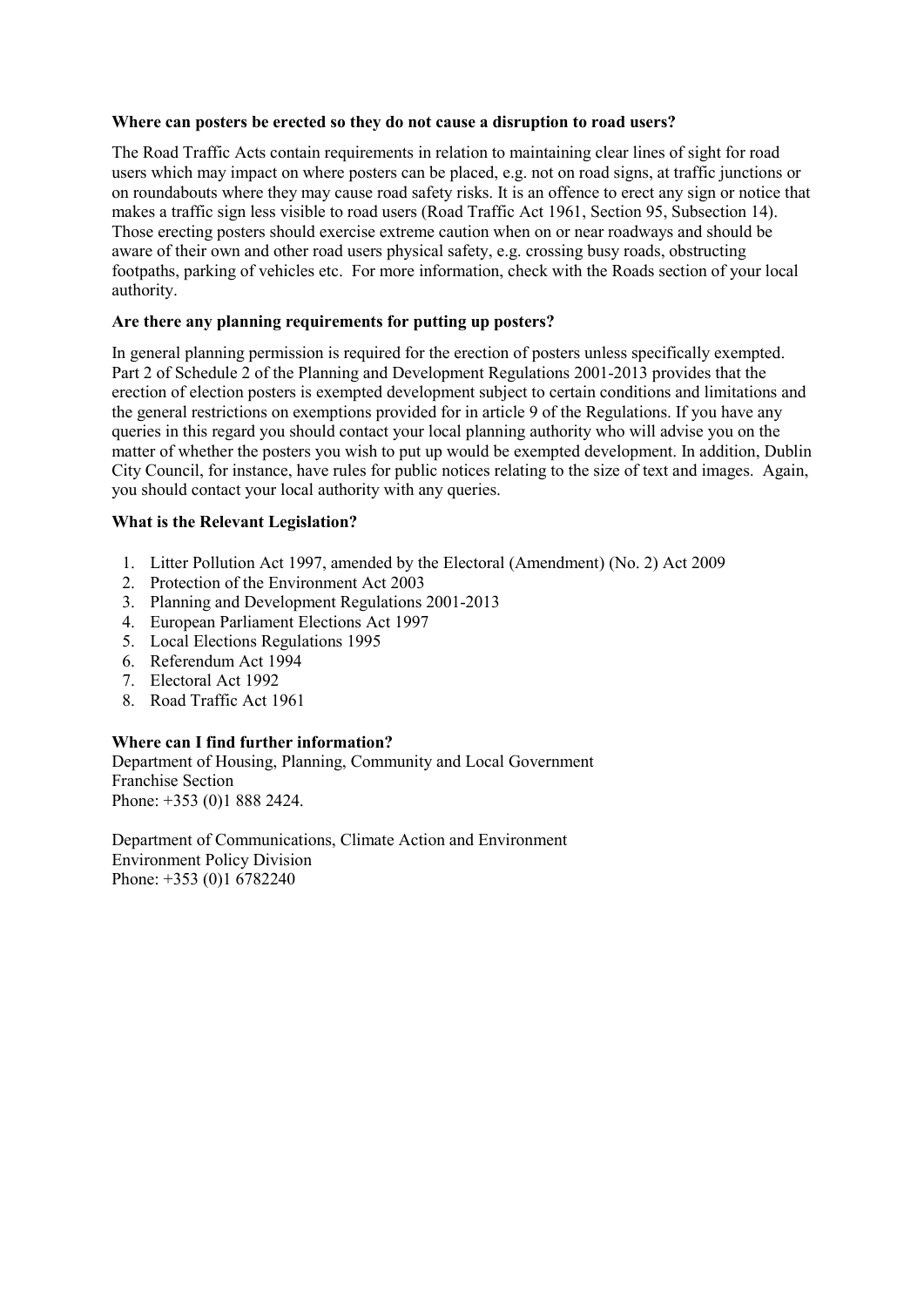**Where can posters be erected so they do not cause a disruption to road users?**

The Road Traffic Acts contain requirements in relation to maintaining clear lines of sight for road users which may impact on where posters can be placed, e.g. not on road signs, at traffic junctions or on roundabouts where they may cause road safety risks. It is an offence to erect any sign or notice that makes a traffic sign less visible to road users (Road Traffic Act 1961, Section 95, Subsection 14). Those erecting posters should exercise extreme caution when on or near roadways and should be aware of their own and other road users physical safety, e.g. crossing busy roads, obstructing footpaths, parking of vehicles etc. For more information, check with the Roads section of your local authority.

**Are there any planning requirements for putting up posters?**

In general planning permission is required for the erection of posters unless specifically exempted. Part 2 of Schedule 2 of the Planning and Development Regulations 2001-2013 provides that the erection of election posters is exempted development subject to certain conditions and limitations and the general restrictions on exemptions provided for in article 9 of the Regulations. If you have any queries in this regard you should contact your local planning authority who will advise you on the matter of whether the posters you wish to put up would be exempted development. In addition, Dublin City Council, for instance, have rules for public notices relating to the size of text and images. Again, you should contact your local authority with any queries.

**What is the Relevant Legislation?**

1. Litter Pollution Act 1997, amended by the Electoral (Amendment) (No. 2) Act 2009
2. Protection of the Environment Act 2003
3. Planning and Development Regulations 2001-2013
4. European Parliament Elections Act 1997
5. Local Elections Regulations 1995
6. Referendum Act 1994
7. Electoral Act 1992
8. Road Traffic Act 1961

**Where can I find further information?**

Department of Housing, Planning, Community and Local Government
Franchise Section
Phone: +353 (0)1 888 2424.

Department of Communications, Climate Action and Environment
Environment Policy Division
Phone: +353 (0)1 6782240